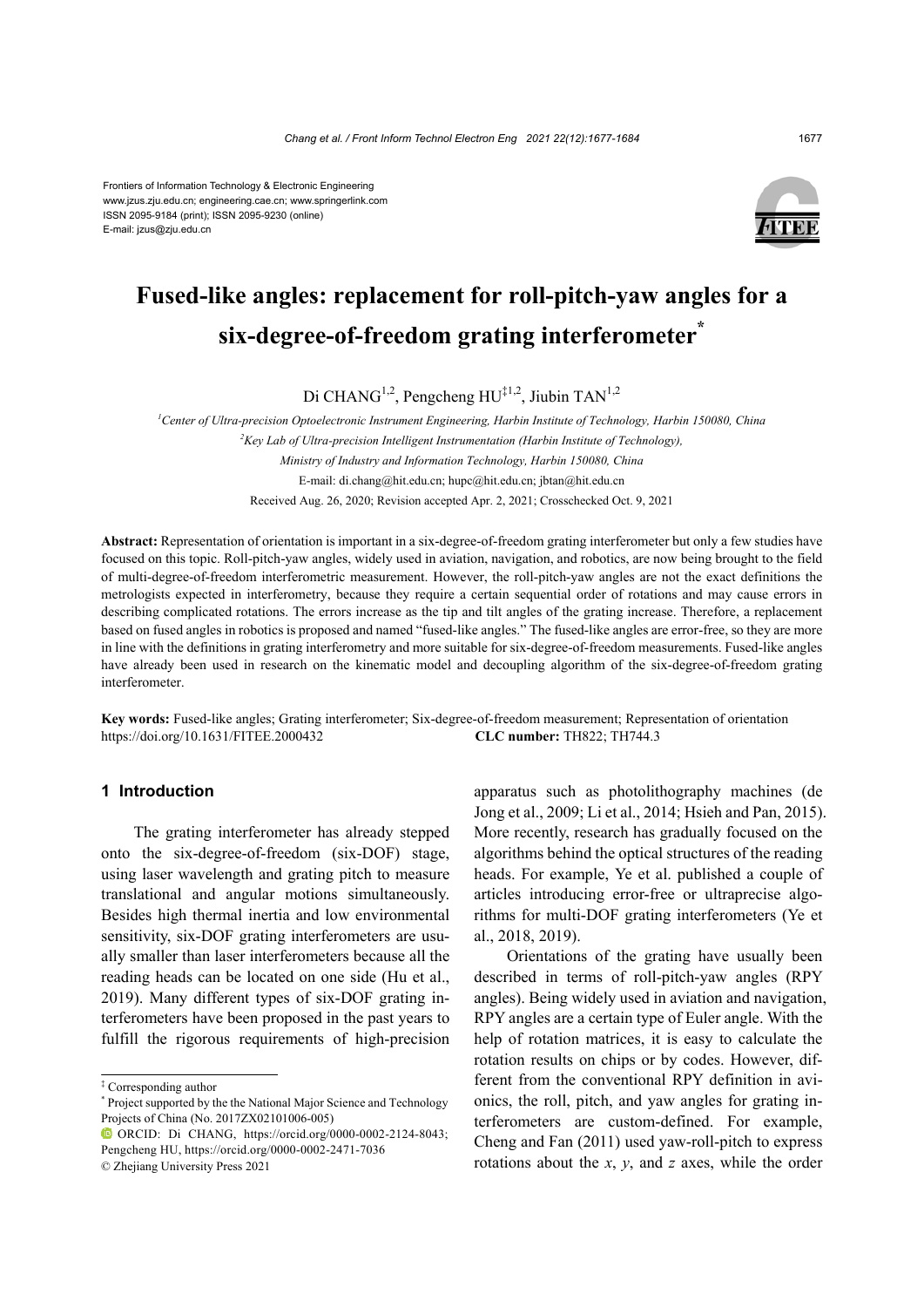Frontiers of Information Technology & Electronic Engineering
www.jzus.zju.edu.cn; engineering.cae.cn; www.springerlink.com
ISSN 2095-9184 (print); ISSN 2095-9230 (online)
E-mail: jzus@zju.edu.cn

# Fused-like angles: replacement for roll-pitch-yaw angles for a six-degree-of-freedom grating interferometer*

Di CHANG[1,2], Pengcheng HU[‡1,2], Jiubin TAN[1,2]

[1]*Center of Ultra-precision Optoelectronic Instrument Engineering, Harbin Institute of Technology, Harbin 150080, China*

[2]*Key Lab of Ultra-precision Intelligent Instrumentation (Harbin Institute of Technology), Ministry of Industry and Information Technology, Harbin 150080, China*

E-mail: di.chang@hit.edu.cn; hupc@hit.edu.cn; jbtan@hit.edu.cn

Received Aug. 26, 2020; Revision accepted Apr. 2, 2021; Crosschecked Oct. 9, 2021

**Abstract:** Representation of orientation is important in a six-degree-of-freedom grating interferometer but only a few studies have focused on this topic. Roll-pitch-yaw angles, widely used in aviation, navigation, and robotics, are now being brought to the field of multi-degree-of-freedom interferometric measurement. However, the roll-pitch-yaw angles are not the exact definitions the metrologists expected in interferometry, because they require a certain sequential order of rotations and may cause errors in describing complicated rotations. The errors increase as the tip and tilt angles of the grating increase. Therefore, a replacement based on fused angles in robotics is proposed and named "fused-like angles." The fused-like angles are error-free, so they are more in line with the definitions in grating interferometry and more suitable for six-degree-of-freedom measurements. Fused-like angles have already been used in research on the kinematic model and decoupling algorithm of the six-degree-of-freedom grating interferometer.

**Key words:** Fused-like angles; Grating interferometer; Six-degree-of-freedom measurement; Representation of orientation
https://doi.org/10.1631/FITEE.2000432 **CLC number:** TH822; TH744.3

## 1 Introduction

The grating interferometer has already stepped onto the six-degree-of-freedom (six-DOF) stage, using laser wavelength and grating pitch to measure translational and angular motions simultaneously. Besides high thermal inertia and low environmental sensitivity, six-DOF grating interferometers are usually smaller than laser interferometers because all the reading heads can be located on one side (Hu et al., 2019). Many different types of six-DOF grating interferometers have been proposed in the past years to fulfill the rigorous requirements of high-precision apparatus such as photolithography machines (de Jong et al., 2009; Li et al., 2014; Hsieh and Pan, 2015). More recently, research has gradually focused on the algorithms behind the optical structures of the reading heads. For example, Ye et al. published a couple of articles introducing error-free or ultraprecise algorithms for multi-DOF grating interferometers (Ye et al., 2018, 2019).

Orientations of the grating have usually been described in terms of roll-pitch-yaw angles (RPY angles). Being widely used in aviation and navigation, RPY angles are a certain type of Euler angle. With the help of rotation matrices, it is easy to calculate the rotation results on chips or by codes. However, different from the conventional RPY definition in avionics, the roll, pitch, and yaw angles for grating interferometers are custom-defined. For example, Cheng and Fan (2011) used yaw-roll-pitch to express rotations about the *x*, *y*, and *z* axes, while the order

‡ Corresponding author

\* Project supported by the the National Major Science and Technology Projects of China (No. 2017ZX02101006-005)

ORCID: Di CHANG, https://orcid.org/0000-0002-2124-8043; Pengcheng HU, https://orcid.org/0000-0002-2471-7036

© Zhejiang University Press 2021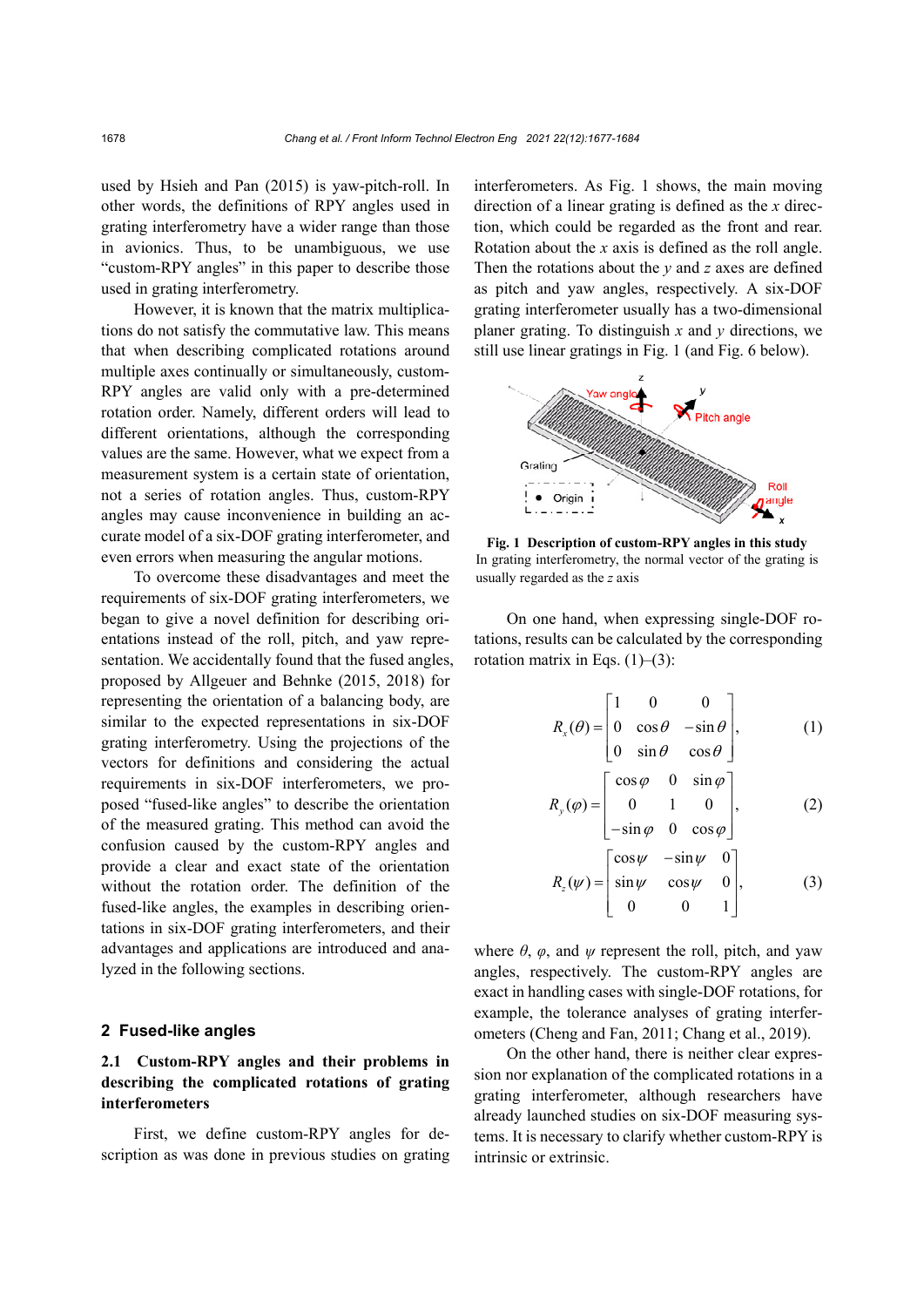used by Hsieh and Pan (2015) is yaw-pitch-roll. In other words, the definitions of RPY angles used in grating interferometry have a wider range than those in avionics. Thus, to be unambiguous, we use "custom-RPY angles" in this paper to describe those used in grating interferometry.

However, it is known that the matrix multiplications do not satisfy the commutative law. This means that when describing complicated rotations around multiple axes continually or simultaneously, custom-RPY angles are valid only with a pre-determined rotation order. Namely, different orders will lead to different orientations, although the corresponding values are the same. However, what we expect from a measurement system is a certain state of orientation, not a series of rotation angles. Thus, custom-RPY angles may cause inconvenience in building an accurate model of a six-DOF grating interferometer, and even errors when measuring the angular motions.

To overcome these disadvantages and meet the requirements of six-DOF grating interferometers, we began to give a novel definition for describing orientations instead of the roll, pitch, and yaw representation. We accidentally found that the fused angles, proposed by Allgeuer and Behnke (2015, 2018) for representing the orientation of a balancing body, are similar to the expected representations in six-DOF grating interferometry. Using the projections of the vectors for definitions and considering the actual requirements in six-DOF interferometers, we proposed "fused-like angles" to describe the orientation of the measured grating. This method can avoid the confusion caused by the custom-RPY angles and provide a clear and exact state of the orientation without the rotation order. The definition of the fused-like angles, the examples in describing orientations in six-DOF grating interferometers, and their advantages and applications are introduced and analyzed in the following sections.

## 2 Fused-like angles

### 2.1 Custom-RPY angles and their problems in describing the complicated rotations of grating interferometers

First, we define custom-RPY angles for description as was done in previous studies on grating interferometers. As Fig. 1 shows, the main moving direction of a linear grating is defined as the $x$ direction, which could be regarded as the front and rear. Rotation about the $x$ axis is defined as the roll angle. Then the rotations about the $y$ and $z$ axes are defined as pitch and yaw angles, respectively. A six-DOF grating interferometer usually has a two-dimensional planer grating. To distinguish $x$ and $y$ directions, we still use linear gratings in Fig. 1 (and Fig. 6 below).

**Fig. 1 Description of custom-RPY angles in this study**
In grating interferometry, the normal vector of the grating is usually regarded as the $z$ axis

On one hand, when expressing single-DOF rotations, results can be calculated by the corresponding rotation matrix in Eqs. (1)–(3):

$$R_x(\theta) = \begin{bmatrix} 1 & 0 & 0 \\ 0 & \cos\theta & -\sin\theta \\ 0 & \sin\theta & \cos\theta \end{bmatrix}, \tag{1}$$

$$R_y(\varphi) = \begin{bmatrix} \cos\varphi & 0 & \sin\varphi \\ 0 & 1 & 0 \\ -\sin\varphi & 0 & \cos\varphi \end{bmatrix}, \tag{2}$$

$$R_z(\psi) = \begin{bmatrix} \cos\psi & -\sin\psi & 0 \\ \sin\psi & \cos\psi & 0 \\ 0 & 0 & 1 \end{bmatrix}, \tag{3}$$

where $\theta$, $\varphi$, and $\psi$ represent the roll, pitch, and yaw angles, respectively. The custom-RPY angles are exact in handling cases with single-DOF rotations, for example, the tolerance analyses of grating interferometers (Cheng and Fan, 2011; Chang et al., 2019).

On the other hand, there is neither clear expression nor explanation of the complicated rotations in a grating interferometer, although researchers have already launched studies on six-DOF measuring systems. It is necessary to clarify whether custom-RPY is intrinsic or extrinsic.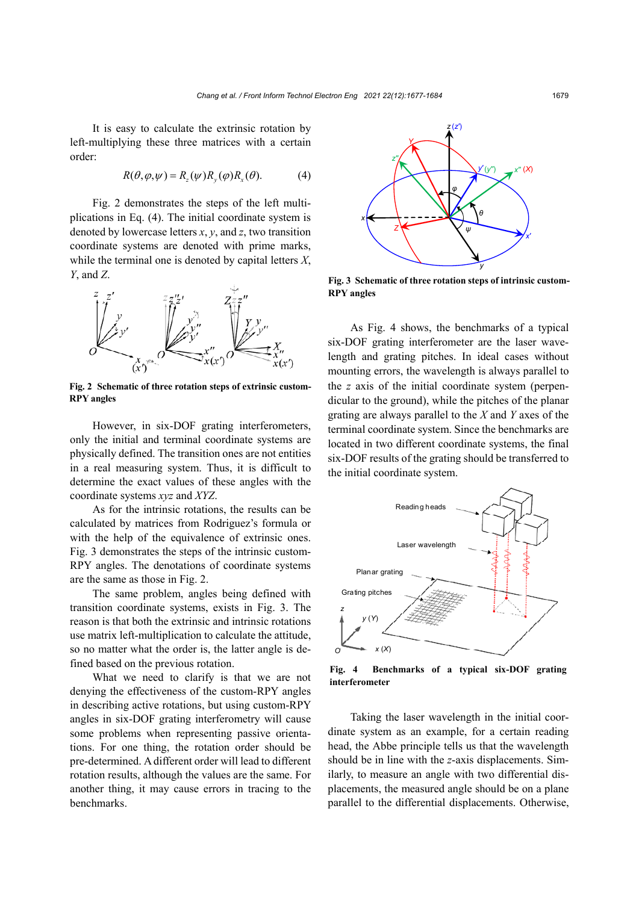It is easy to calculate the extrinsic rotation by left-multiplying these three matrices with a certain order:

$$R(\theta,\varphi,\psi)=R_z(\psi)R_y(\varphi)R_x(\theta). \quad (4)$$

Fig. 2 demonstrates the steps of the left multiplications in Eq. (4). The initial coordinate system is denoted by lowercase letters $x$, $y$, and $z$, two transition coordinate systems are denoted with prime marks, while the terminal one is denoted by capital letters $X$, $Y$, and $Z$.

**Fig. 2 Schematic of three rotation steps of extrinsic custom-RPY angles**

However, in six-DOF grating interferometers, only the initial and terminal coordinate systems are physically defined. The transition ones are not entities in a real measuring system. Thus, it is difficult to determine the exact values of these angles with the coordinate systems $xyz$ and $XYZ$.

As for the intrinsic rotations, the results can be calculated by matrices from Rodriguez's formula or with the help of the equivalence of extrinsic ones. Fig. 3 demonstrates the steps of the intrinsic custom-RPY angles. The denotations of coordinate systems are the same as those in Fig. 2.

The same problem, angles being defined with transition coordinate systems, exists in Fig. 3. The reason is that both the extrinsic and intrinsic rotations use matrix left-multiplication to calculate the attitude, so no matter what the order is, the latter angle is defined based on the previous rotation.

What we need to clarify is that we are not denying the effectiveness of the custom-RPY angles in describing active rotations, but using custom-RPY angles in six-DOF grating interferometry will cause some problems when representing passive orientations. For one thing, the rotation order should be pre-determined. A different order will lead to different rotation results, although the values are the same. For another thing, it may cause errors in tracing to the benchmarks.

**Fig. 3 Schematic of three rotation steps of intrinsic custom-RPY angles**

As Fig. 4 shows, the benchmarks of a typical six-DOF grating interferometer are the laser wavelength and grating pitches. In ideal cases without mounting errors, the wavelength is always parallel to the $z$ axis of the initial coordinate system (perpendicular to the ground), while the pitches of the planar grating are always parallel to the $X$ and $Y$ axes of the terminal coordinate system. Since the benchmarks are located in two different coordinate systems, the final six-DOF results of the grating should be transferred to the initial coordinate system.

**Fig. 4 Benchmarks of a typical six-DOF grating interferometer**

Taking the laser wavelength in the initial coordinate system as an example, for a certain reading head, the Abbe principle tells us that the wavelength should be in line with the $z$-axis displacements. Similarly, to measure an angle with two differential displacements, the measured angle should be on a plane parallel to the differential displacements. Otherwise,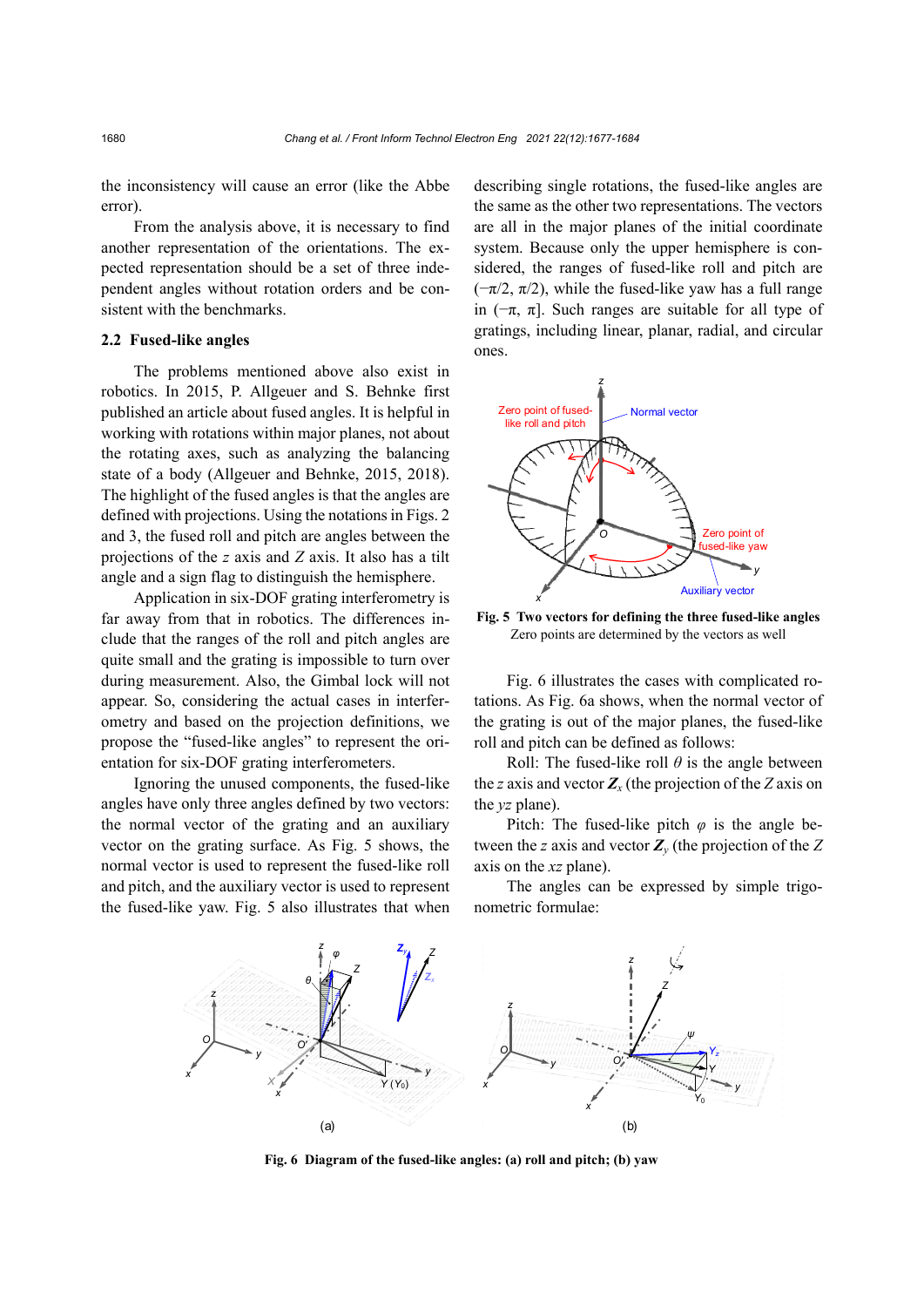the inconsistency will cause an error (like the Abbe error).

From the analysis above, it is necessary to find another representation of the orientations. The expected representation should be a set of three independent angles without rotation orders and be consistent with the benchmarks.

## 2.2 Fused-like angles

The problems mentioned above also exist in robotics. In 2015, P. Allgeuer and S. Behnke first published an article about fused angles. It is helpful in working with rotations within major planes, not about the rotating axes, such as analyzing the balancing state of a body (Allgeuer and Behnke, 2015, 2018). The highlight of the fused angles is that the angles are defined with projections. Using the notations in Figs. 2 and 3, the fused roll and pitch are angles between the projections of the $z$ axis and $Z$ axis. It also has a tilt angle and a sign flag to distinguish the hemisphere.

Application in six-DOF grating interferometry is far away from that in robotics. The differences include that the ranges of the roll and pitch angles are quite small and the grating is impossible to turn over during measurement. Also, the Gimbal lock will not appear. So, considering the actual cases in interferometry and based on the projection definitions, we propose the "fused-like angles" to represent the orientation for six-DOF grating interferometers.

Ignoring the unused components, the fused-like angles have only three angles defined by two vectors: the normal vector of the grating and an auxiliary vector on the grating surface. As Fig. 5 shows, the normal vector is used to represent the fused-like roll and pitch, and the auxiliary vector is used to represent the fused-like yaw. Fig. 5 also illustrates that when describing single rotations, the fused-like angles are the same as the other two representations. The vectors are all in the major planes of the initial coordinate system. Because only the upper hemisphere is considered, the ranges of fused-like roll and pitch are $(-\pi/2, \pi/2)$, while the fused-like yaw has a full range in $(-\pi, \pi]$. Such ranges are suitable for all type of gratings, including linear, planar, radial, and circular ones.

**Fig. 5 Two vectors for defining the three fused-like angles**
Zero points are determined by the vectors as well

Fig. 6 illustrates the cases with complicated rotations. As Fig. 6a shows, when the normal vector of the grating is out of the major planes, the fused-like roll and pitch can be defined as follows:

Roll: The fused-like roll $\theta$ is the angle between the $z$ axis and vector $\boldsymbol{Z}_x$ (the projection of the $Z$ axis on the $yz$ plane).

Pitch: The fused-like pitch $\varphi$ is the angle between the $z$ axis and vector $\boldsymbol{Z}_y$ (the projection of the $Z$ axis on the $xz$ plane).

The angles can be expressed by simple trigonometric formulae:

**Fig. 6 Diagram of the fused-like angles: (a) roll and pitch; (b) yaw**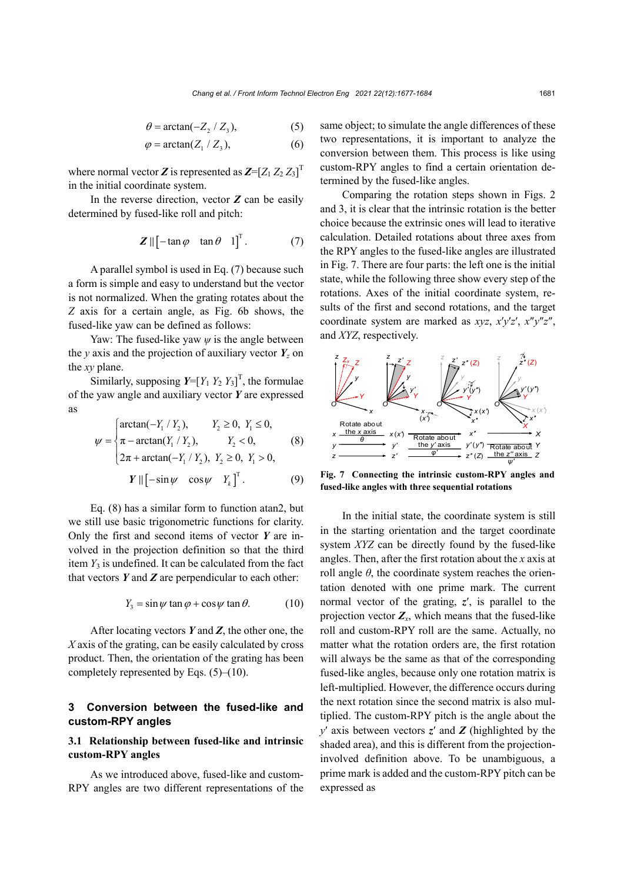$$\theta = \arctan(-Z_2 / Z_3), \tag{5}$$

$$\varphi = \arctan(Z_1 / Z_3), \tag{6}$$

where normal vector $\boldsymbol{Z}$ is represented as $\boldsymbol{Z}=[Z_1\ Z_2\ Z_3]^{\mathrm{T}}$ in the initial coordinate system.

In the reverse direction, vector $\boldsymbol{Z}$ can be easily determined by fused-like roll and pitch:

$$\boldsymbol{Z} \parallel \begin{bmatrix} -\tan\varphi & \tan\theta & 1 \end{bmatrix}^{\mathrm{T}}. \tag{7}$$

A parallel symbol is used in Eq. (7) because such a form is simple and easy to understand but the vector is not normalized. When the grating rotates about the $Z$ axis for a certain angle, as Fig. 6b shows, the fused-like yaw can be defined as follows:

Yaw: The fused-like yaw $\psi$ is the angle between the $y$ axis and the projection of auxiliary vector $\boldsymbol{Y}_z$ on the $xy$ plane.

Similarly, supposing $\boldsymbol{Y}=[Y_1\ Y_2\ Y_3]^{\mathrm{T}}$, the formulae of the yaw angle and auxiliary vector $\boldsymbol{Y}$ are expressed as

$$\psi = \begin{cases} \arctan(-Y_1 / Y_2), & Y_2 \geq 0,\ Y_1 \leq 0, \\ \pi - \arctan(Y_1 / Y_2), & Y_2 < 0, \\ 2\pi + \arctan(-Y_1 / Y_2), & Y_2 \geq 0,\ Y_1 > 0, \end{cases} \tag{8}$$

$$\boldsymbol{Y} \parallel \begin{bmatrix} -\sin\psi & \cos\psi & Y_k \end{bmatrix}^{\mathrm{T}}. \tag{9}$$

Eq. (8) has a similar form to function atan2, but we still use basic trigonometric functions for clarity. Only the first and second items of vector $\boldsymbol{Y}$ are involved in the projection definition so that the third item $Y_3$ is undefined. It can be calculated from the fact that vectors $\boldsymbol{Y}$ and $\boldsymbol{Z}$ are perpendicular to each other:

$$Y_3 = \sin\psi \tan\varphi + \cos\psi \tan\theta. \tag{10}$$

After locating vectors $\boldsymbol{Y}$ and $\boldsymbol{Z}$, the other one, the $X$ axis of the grating, can be easily calculated by cross product. Then, the orientation of the grating has been completely represented by Eqs. (5)–(10).

## 3 Conversion between the fused-like and custom-RPY angles

### 3.1 Relationship between fused-like and intrinsic custom-RPY angles

As we introduced above, fused-like and custom-RPY angles are two different representations of the same object; to simulate the angle differences of these two representations, it is important to analyze the conversion between them. This process is like using custom-RPY angles to find a certain orientation determined by the fused-like angles.

Comparing the rotation steps shown in Figs. 2 and 3, it is clear that the intrinsic rotation is the better choice because the extrinsic ones will lead to iterative calculation. Detailed rotations about three axes from the RPY angles to the fused-like angles are illustrated in Fig. 7. There are four parts: the left one is the initial state, while the following three show every step of the rotations. Axes of the initial coordinate system, results of the first and second rotations, and the target coordinate system are marked as $xyz$, $x'y'z'$, $x''y''z''$, and $XYZ$, respectively.

**Fig. 7 Connecting the intrinsic custom-RPY angles and fused-like angles with three sequential rotations**

In the initial state, the coordinate system is still in the starting orientation and the target coordinate system $XYZ$ can be directly found by the fused-like angles. Then, after the first rotation about the $x$ axis at roll angle $\theta$, the coordinate system reaches the orientation denoted with one prime mark. The current normal vector of the grating, $\boldsymbol{z}'$, is parallel to the projection vector $\boldsymbol{Z}_x$, which means that the fused-like roll and custom-RPY roll are the same. Actually, no matter what the rotation orders are, the first rotation will always be the same as that of the corresponding fused-like angles, because only one rotation matrix is left-multiplied. However, the difference occurs during the next rotation since the second matrix is also multiplied. The custom-RPY pitch is the angle about the $y'$ axis between vectors $\boldsymbol{z}'$ and $\boldsymbol{Z}$ (highlighted by the shaded area), and this is different from the projection-involved definition above. To be unambiguous, a prime mark is added and the custom-RPY pitch can be expressed as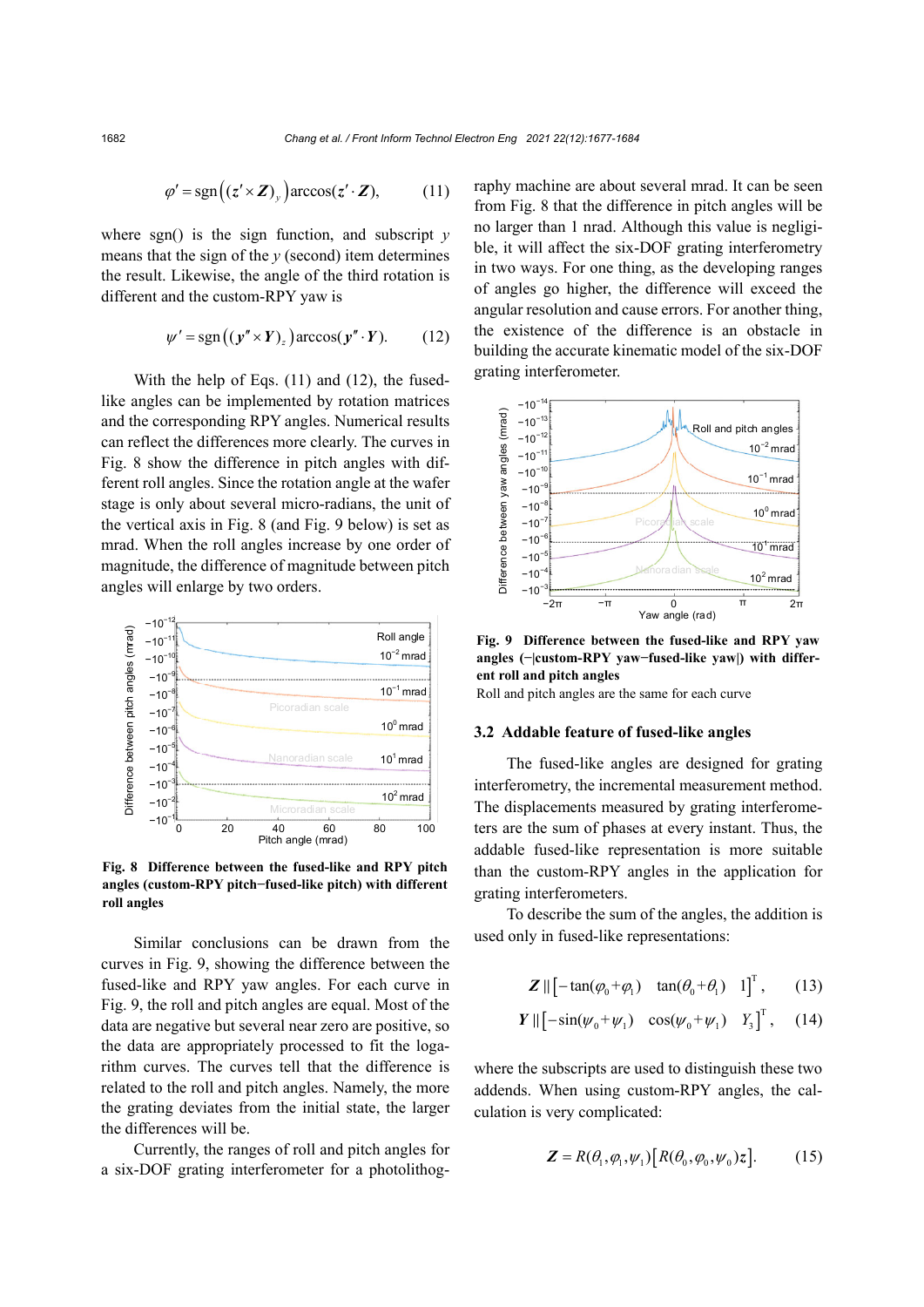$$\varphi' = \mathrm{sgn}\left((\boldsymbol{z}' \times \boldsymbol{Z})_y\right)\arccos(\boldsymbol{z}' \cdot \boldsymbol{Z}), \tag{11}$$

where sgn() is the sign function, and subscript $y$ means that the sign of the $y$ (second) item determines the result. Likewise, the angle of the third rotation is different and the custom-RPY yaw is

$$\psi' = \mathrm{sgn}\left((\boldsymbol{y}'' \times \boldsymbol{Y})_z\right)\arccos(\boldsymbol{y}'' \cdot \boldsymbol{Y}). \tag{12}$$

With the help of Eqs. (11) and (12), the fused-like angles can be implemented by rotation matrices and the corresponding RPY angles. Numerical results can reflect the differences more clearly. The curves in Fig. 8 show the difference in pitch angles with different roll angles. Since the rotation angle at the wafer stage is only about several micro-radians, the unit of the vertical axis in Fig. 8 (and Fig. 9 below) is set as mrad. When the roll angles increase by one order of magnitude, the difference of magnitude between pitch angles will enlarge by two orders.

**Fig. 8 Difference between the fused-like and RPY pitch angles (custom-RPY pitch−fused-like pitch) with different roll angles**

Similar conclusions can be drawn from the curves in Fig. 9, showing the difference between the fused-like and RPY yaw angles. For each curve in Fig. 9, the roll and pitch angles are equal. Most of the data are negative but several near zero are positive, so the data are appropriately processed to fit the logarithm curves. The curves tell that the difference is related to the roll and pitch angles. Namely, the more the grating deviates from the initial state, the larger the differences will be.

Currently, the ranges of roll and pitch angles for a six-DOF grating interferometer for a photolithography machine are about several mrad. It can be seen from Fig. 8 that the difference in pitch angles will be no larger than 1 nrad. Although this value is negligible, it will affect the six-DOF grating interferometry in two ways. For one thing, as the developing ranges of angles go higher, the difference will exceed the angular resolution and cause errors. For another thing, the existence of the difference is an obstacle in building the accurate kinematic model of the six-DOF grating interferometer.

**Fig. 9 Difference between the fused-like and RPY yaw angles (−|custom-RPY yaw−fused-like yaw|) with different roll and pitch angles**

Roll and pitch angles are the same for each curve

### 3.2 Addable feature of fused-like angles

The fused-like angles are designed for grating interferometry, the incremental measurement method. The displacements measured by grating interferometers are the sum of phases at every instant. Thus, the addable fused-like representation is more suitable than the custom-RPY angles in the application for grating interferometers.

To describe the sum of the angles, the addition is used only in fused-like representations:

$$\boldsymbol{Z} \parallel \left[-\tan(\varphi_0+\varphi_1) \quad \tan(\theta_0+\theta_1) \quad 1\right]^{\mathrm{T}}, \tag{13}$$

$$\boldsymbol{Y} \parallel \left[-\sin(\psi_0+\psi_1) \quad \cos(\psi_0+\psi_1) \quad Y_3\right]^{\mathrm{T}}, \tag{14}$$

where the subscripts are used to distinguish these two addends. When using custom-RPY angles, the calculation is very complicated:

$$\boldsymbol{Z} = R(\theta_1, \varphi_1, \psi_1)\left[R(\theta_0, \varphi_0, \psi_0)\boldsymbol{z}\right]. \tag{15}$$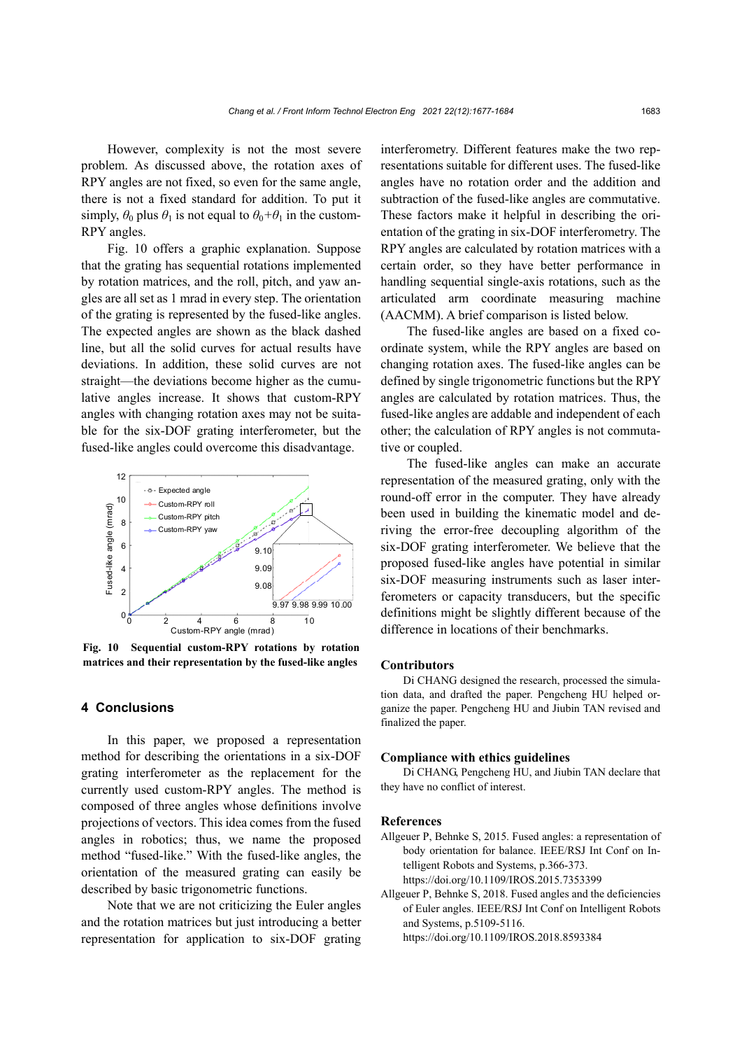However, complexity is not the most severe problem. As discussed above, the rotation axes of RPY angles are not fixed, so even for the same angle, there is not a fixed standard for addition. To put it simply, $\theta_0$ plus $\theta_1$ is not equal to $\theta_0+\theta_1$ in the custom-RPY angles.

Fig. 10 offers a graphic explanation. Suppose that the grating has sequential rotations implemented by rotation matrices, and the roll, pitch, and yaw angles are all set as 1 mrad in every step. The orientation of the grating is represented by the fused-like angles. The expected angles are shown as the black dashed line, but all the solid curves for actual results have deviations. In addition, these solid curves are not straight—the deviations become higher as the cumulative angles increase. It shows that custom-RPY angles with changing rotation axes may not be suitable for the six-DOF grating interferometer, but the fused-like angles could overcome this disadvantage.

**Fig. 10 Sequential custom-RPY rotations by rotation matrices and their representation by the fused-like angles**

## 4 Conclusions

In this paper, we proposed a representation method for describing the orientations in a six-DOF grating interferometer as the replacement for the currently used custom-RPY angles. The method is composed of three angles whose definitions involve projections of vectors. This idea comes from the fused angles in robotics; thus, we name the proposed method "fused-like." With the fused-like angles, the orientation of the measured grating can easily be described by basic trigonometric functions.

Note that we are not criticizing the Euler angles and the rotation matrices but just introducing a better representation for application to six-DOF grating interferometry. Different features make the two representations suitable for different uses. The fused-like angles have no rotation order and the addition and subtraction of the fused-like angles are commutative. These factors make it helpful in describing the orientation of the grating in six-DOF interferometry. The RPY angles are calculated by rotation matrices with a certain order, so they have better performance in handling sequential single-axis rotations, such as the articulated arm coordinate measuring machine (AACMM). A brief comparison is listed below.

The fused-like angles are based on a fixed coordinate system, while the RPY angles are based on changing rotation axes. The fused-like angles can be defined by single trigonometric functions but the RPY angles are calculated by rotation matrices. Thus, the fused-like angles are addable and independent of each other; the calculation of RPY angles is not commutative or coupled.

The fused-like angles can make an accurate representation of the measured grating, only with the round-off error in the computer. They have already been used in building the kinematic model and deriving the error-free decoupling algorithm of the six-DOF grating interferometer. We believe that the proposed fused-like angles have potential in similar six-DOF measuring instruments such as laser interferometers or capacity transducers, but the specific definitions might be slightly different because of the difference in locations of their benchmarks.

## Contributors

Di CHANG designed the research, processed the simulation data, and drafted the paper. Pengcheng HU helped organize the paper. Pengcheng HU and Jiubin TAN revised and finalized the paper.

## Compliance with ethics guidelines

Di CHANG, Pengcheng HU, and Jiubin TAN declare that they have no conflict of interest.

## References

Allgeuer P, Behnke S, 2015. Fused angles: a representation of body orientation for balance. IEEE/RSJ Int Conf on Intelligent Robots and Systems, p.366-373. https://doi.org/10.1109/IROS.2015.7353399

Allgeuer P, Behnke S, 2018. Fused angles and the deficiencies of Euler angles. IEEE/RSJ Int Conf on Intelligent Robots and Systems, p.5109-5116. https://doi.org/10.1109/IROS.2018.8593384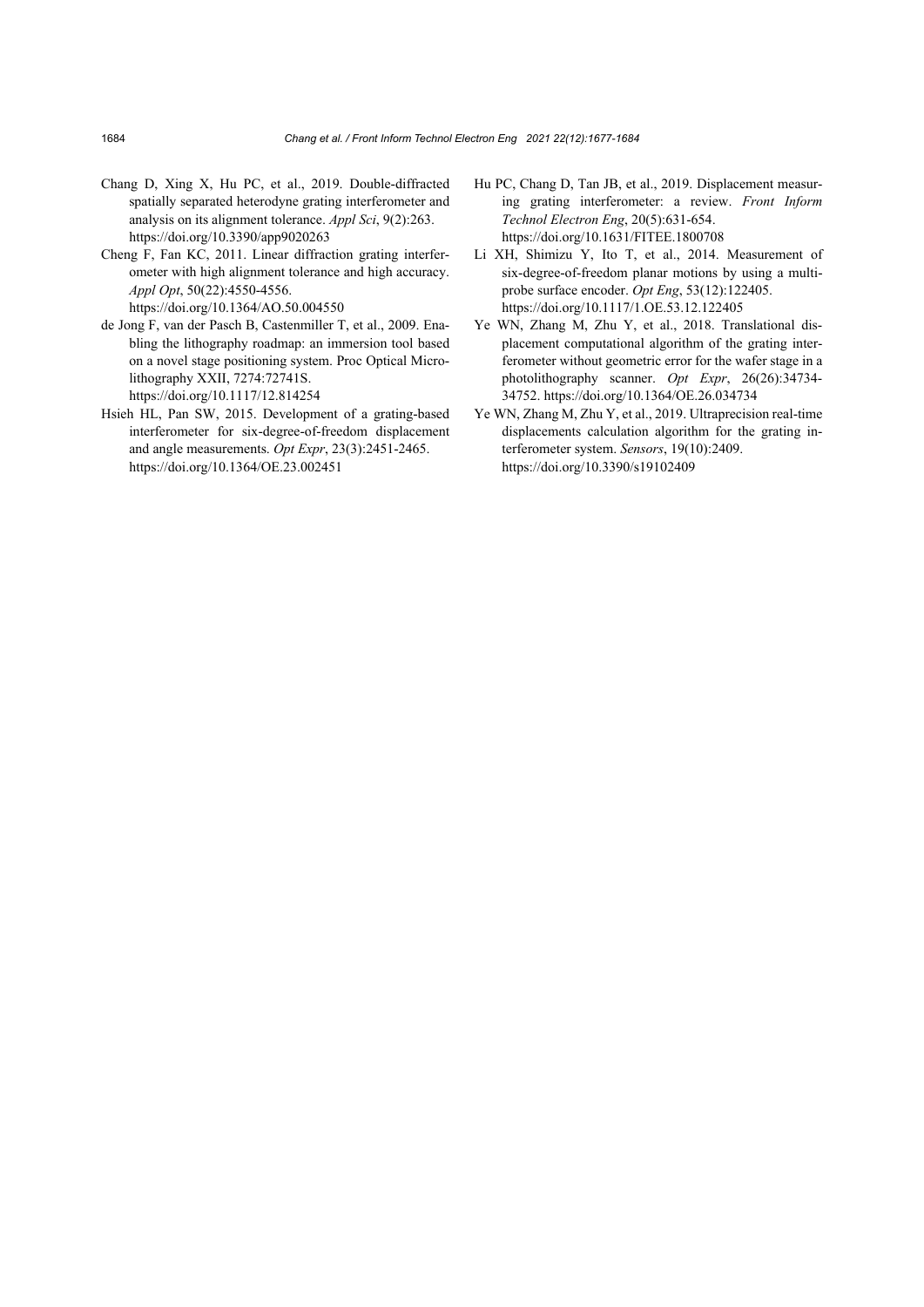Chang D, Xing X, Hu PC, et al., 2019. Double-diffracted spatially separated heterodyne grating interferometer and analysis on its alignment tolerance. *Appl Sci*, 9(2):263. https://doi.org/10.3390/app9020263

Cheng F, Fan KC, 2011. Linear diffraction grating interferometer with high alignment tolerance and high accuracy. *Appl Opt*, 50(22):4550-4556. https://doi.org/10.1364/AO.50.004550

de Jong F, van der Pasch B, Castenmiller T, et al., 2009. Enabling the lithography roadmap: an immersion tool based on a novel stage positioning system. Proc Optical Microlithography XXII, 7274:72741S. https://doi.org/10.1117/12.814254

Hsieh HL, Pan SW, 2015. Development of a grating-based interferometer for six-degree-of-freedom displacement and angle measurements. *Opt Expr*, 23(3):2451-2465. https://doi.org/10.1364/OE.23.002451

Hu PC, Chang D, Tan JB, et al., 2019. Displacement measuring grating interferometer: a review. *Front Inform Technol Electron Eng*, 20(5):631-654. https://doi.org/10.1631/FITEE.1800708

Li XH, Shimizu Y, Ito T, et al., 2014. Measurement of six-degree-of-freedom planar motions by using a multiprobe surface encoder. *Opt Eng*, 53(12):122405. https://doi.org/10.1117/1.OE.53.12.122405

Ye WN, Zhang M, Zhu Y, et al., 2018. Translational displacement computational algorithm of the grating interferometer without geometric error for the wafer stage in a photolithography scanner. *Opt Expr*, 26(26):34734-34752. https://doi.org/10.1364/OE.26.034734

Ye WN, Zhang M, Zhu Y, et al., 2019. Ultraprecision real-time displacements calculation algorithm for the grating interferometer system. *Sensors*, 19(10):2409. https://doi.org/10.3390/s19102409